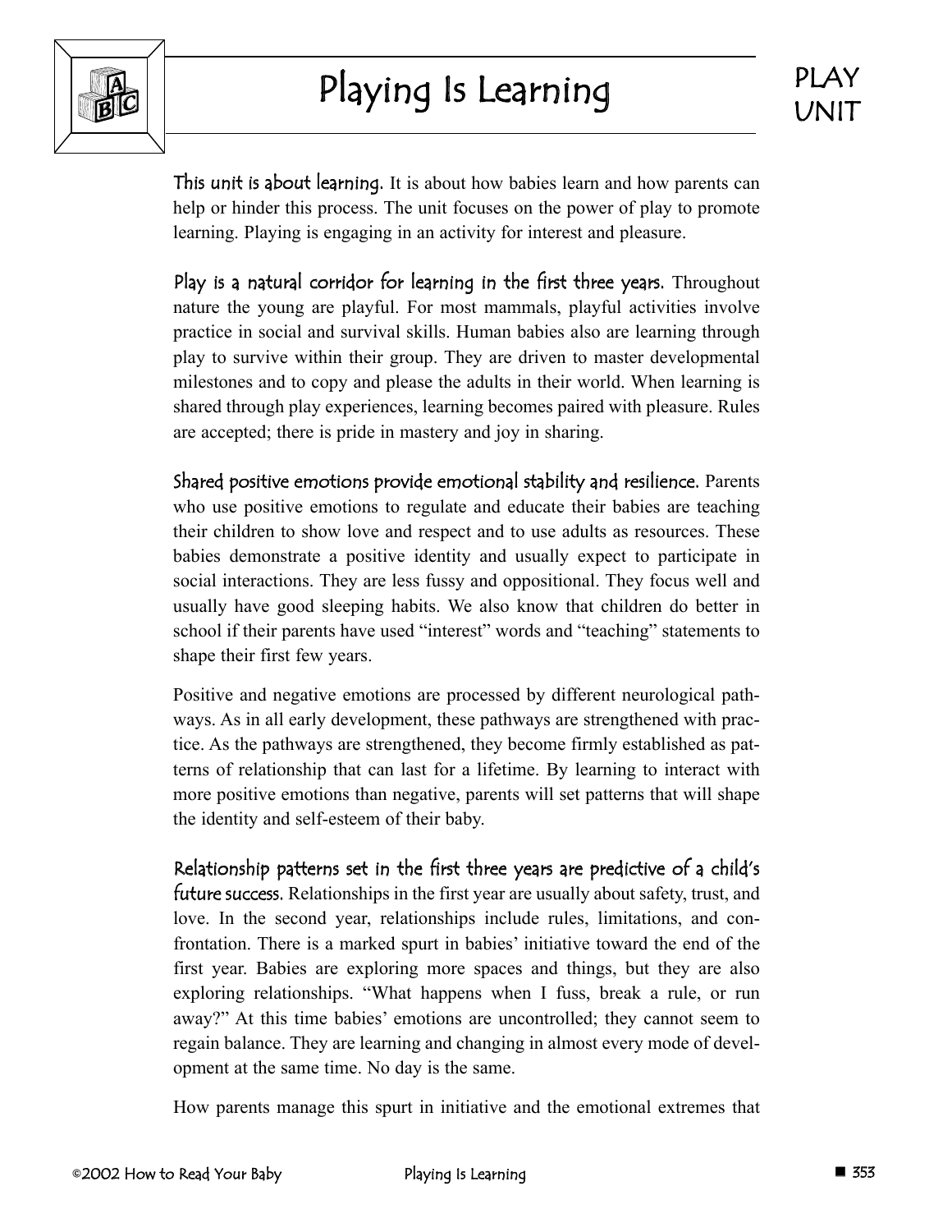# Playing Is Learning

PLAY UNIT

**This unit is about learning.** It is about how babies learn and how parents can help or hinder this process. The unit focuses on the power of play to promote learning. Playing is engaging in an activity for interest and pleasure.

**Play is a natural corridor for learning in the first three years.** Throughout nature the young are playful. For most mammals, playful activities involve practice in social and survival skills. Human babies also are learning through play to survive within their group. They are driven to master developmental milestones and to copy and please the adults in their world. When learning is shared through play experiences, learning becomes paired with pleasure. Rules are accepted; there is pride in mastery and joy in sharing.

**Shared positive emotions provide emotional stability and resilience.** Parents who use positive emotions to regulate and educate their babies are teaching their children to show love and respect and to use adults as resources. These babies demonstrate a positive identity and usually expect to participate in social interactions. They are less fussy and oppositional. They focus well and usually have good sleeping habits. We also know that children do better in school if their parents have used "interest" words and "teaching" statements to shape their first few years.

Positive and negative emotions are processed by different neurological pathways. As in all early development, these pathways are strengthened with practice. As the pathways are strengthened, they become firmly established as patterns of relationship that can last for a lifetime. By learning to interact with more positive emotions than negative, parents will set patterns that will shape the identity and self-esteem of their baby.

**Relationship patterns set in the first three years are predictive of a child's future success.** Relationships in the first year are usually about safety, trust, and love. In the second year, relationships include rules, limitations, and confrontation. There is a marked spurt in babies' initiative toward the end of the first year. Babies are exploring more spaces and things, but they are also exploring relationships. "What happens when I fuss, break a rule, or run away?" At this time babies' emotions are uncontrolled; they cannot seem to regain balance. They are learning and changing in almost every mode of development at the same time. No day is the same.

How parents manage this spurt in initiative and the emotional extremes that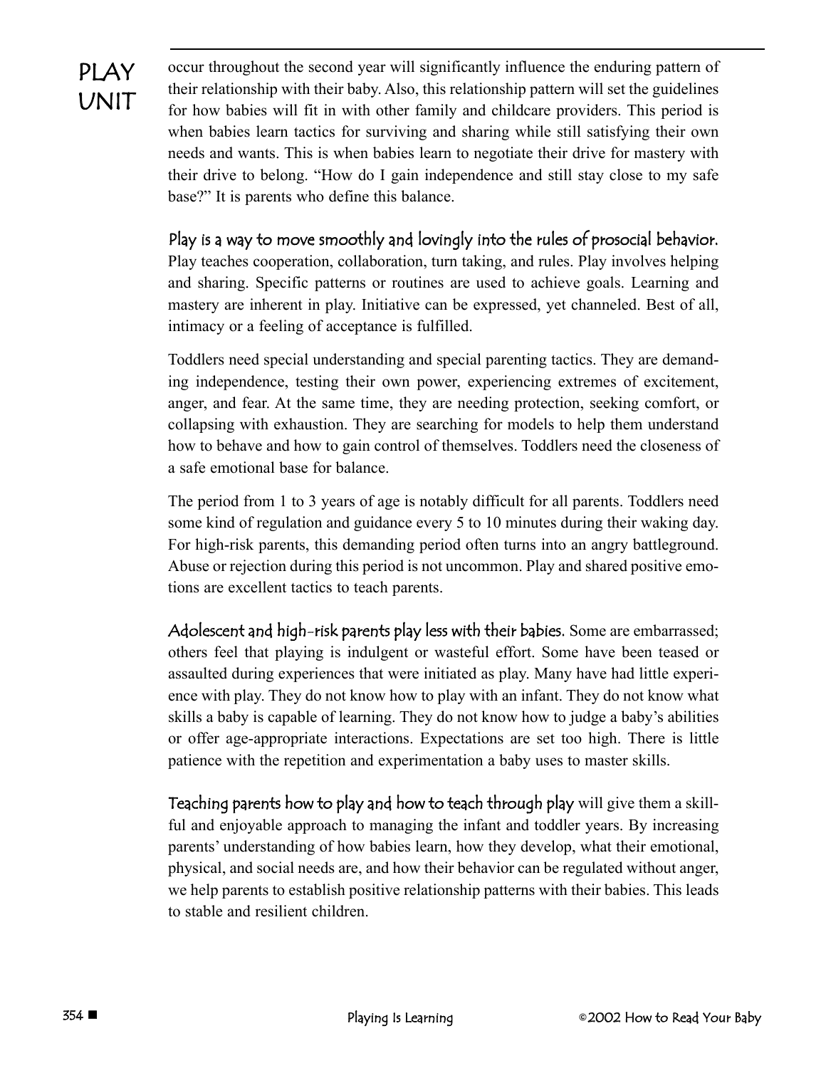occur throughout the second year will significantly influence the enduring pattern of their relationship with their baby. Also, this relationship pattern will set the guidelines for how babies will fit in with other family and childcare providers. This period is when babies learn tactics for surviving and sharing while still satisfying their own needs and wants. This is when babies learn to negotiate their drive for mastery with their drive to belong. "How do I gain independence and still stay close to my safe base?" It is parents who define this balance.

**Play is a way to move smoothly and lovingly into the rules of prosocial behavior.** Play teaches cooperation, collaboration, turn taking, and rules. Play involves helping and sharing. Specific patterns or routines are used to achieve goals. Learning and mastery are inherent in play. Initiative can be expressed, yet channeled. Best of all, intimacy or a feeling of acceptance is fulfilled.

Toddlers need special understanding and special parenting tactics. They are demanding independence, testing their own power, experiencing extremes of excitement, anger, and fear. At the same time, they are needing protection, seeking comfort, or collapsing with exhaustion. They are searching for models to help them understand how to behave and how to gain control of themselves. Toddlers need the closeness of a safe emotional base for balance.

The period from 1 to 3 years of age is notably difficult for all parents. Toddlers need some kind of regulation and guidance every 5 to 10 minutes during their waking day. For high-risk parents, this demanding period often turns into an angry battleground. Abuse or rejection during this period is not uncommon. Play and shared positive emotions are excellent tactics to teach parents.

**Adolescent and high-risk parents play less with their babies.** Some are embarrassed; others feel that playing is indulgent or wasteful effort. Some have been teased or assaulted during experiences that were initiated as play. Many have had little experience with play. They do not know how to play with an infant. They do not know what skills a baby is capable of learning. They do not know how to judge a baby's abilities or offer age-appropriate interactions. Expectations are set too high. There is little patience with the repetition and experimentation a baby uses to master skills.

**Teaching parents how to play and how to teach through play** will give them a skillful and enjoyable approach to managing the infant and toddler years. By increasing parents' understanding of how babies learn, how they develop, what their emotional, physical, and social needs are, and how their behavior can be regulated without anger, we help parents to establish positive relationship patterns with their babies. This leads to stable and resilient children.